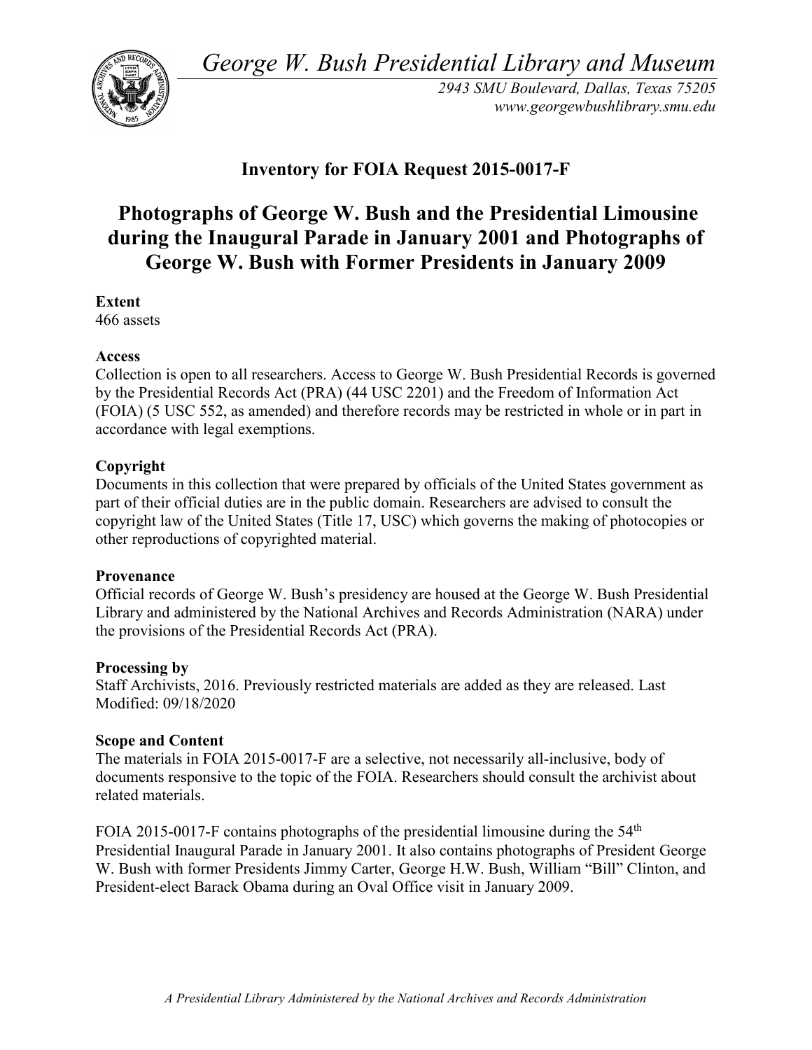*George W. Bush Presidential Library and Museum*

*2943 SMU Boulevard, Dallas, Texas 75205*
*www.georgewbushlibrary.smu.edu*

## Inventory for FOIA Request 2015-0017-F

# Photographs of George W. Bush and the Presidential Limousine during the Inaugural Parade in January 2001 and Photographs of George W. Bush with Former Presidents in January 2009

**Extent**
466 assets

**Access**
Collection is open to all researchers. Access to George W. Bush Presidential Records is governed by the Presidential Records Act (PRA) (44 USC 2201) and the Freedom of Information Act (FOIA) (5 USC 552, as amended) and therefore records may be restricted in whole or in part in accordance with legal exemptions.

**Copyright**
Documents in this collection that were prepared by officials of the United States government as part of their official duties are in the public domain. Researchers are advised to consult the copyright law of the United States (Title 17, USC) which governs the making of photocopies or other reproductions of copyrighted material.

**Provenance**
Official records of George W. Bush's presidency are housed at the George W. Bush Presidential Library and administered by the National Archives and Records Administration (NARA) under the provisions of the Presidential Records Act (PRA).

**Processing by**
Staff Archivists, 2016. Previously restricted materials are added as they are released. Last Modified: 09/18/2020

**Scope and Content**
The materials in FOIA 2015-0017-F are a selective, not necessarily all-inclusive, body of documents responsive to the topic of the FOIA. Researchers should consult the archivist about related materials.

FOIA 2015-0017-F contains photographs of the presidential limousine during the 54th Presidential Inaugural Parade in January 2001. It also contains photographs of President George W. Bush with former Presidents Jimmy Carter, George H.W. Bush, William "Bill" Clinton, and President-elect Barack Obama during an Oval Office visit in January 2009.

*A Presidential Library Administered by the National Archives and Records Administration*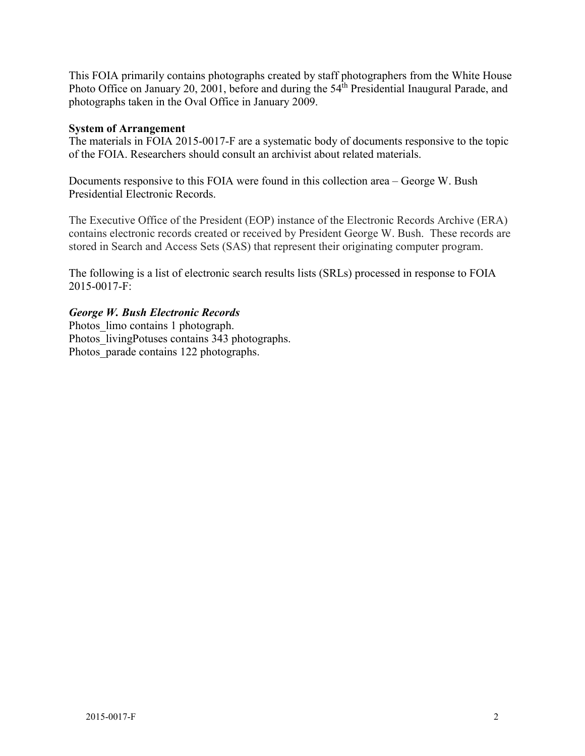This FOIA primarily contains photographs created by staff photographers from the White House Photo Office on January 20, 2001, before and during the 54th Presidential Inaugural Parade, and photographs taken in the Oval Office in January 2009.

**System of Arrangement**

The materials in FOIA 2015-0017-F are a systematic body of documents responsive to the topic of the FOIA. Researchers should consult an archivist about related materials.

Documents responsive to this FOIA were found in this collection area – George W. Bush Presidential Electronic Records.

The Executive Office of the President (EOP) instance of the Electronic Records Archive (ERA) contains electronic records created or received by President George W. Bush. These records are stored in Search and Access Sets (SAS) that represent their originating computer program.

The following is a list of electronic search results lists (SRLs) processed in response to FOIA 2015-0017-F:

***George W. Bush Electronic Records***

Photos_limo contains 1 photograph.
Photos_livingPotuses contains 343 photographs.
Photos_parade contains 122 photographs.